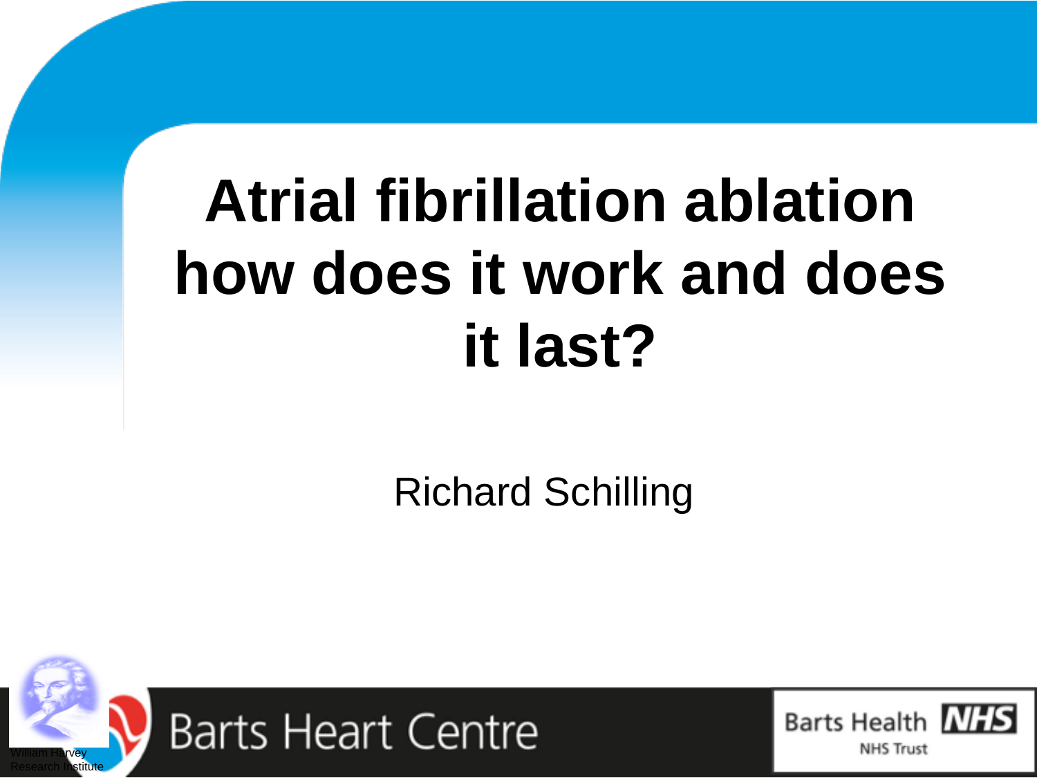# Atrial fibrillation ablation how does it work and does it last?

Richard Schilling

William Harvey Research Institute

Barts Heart Centre

Barts Health NHS Trust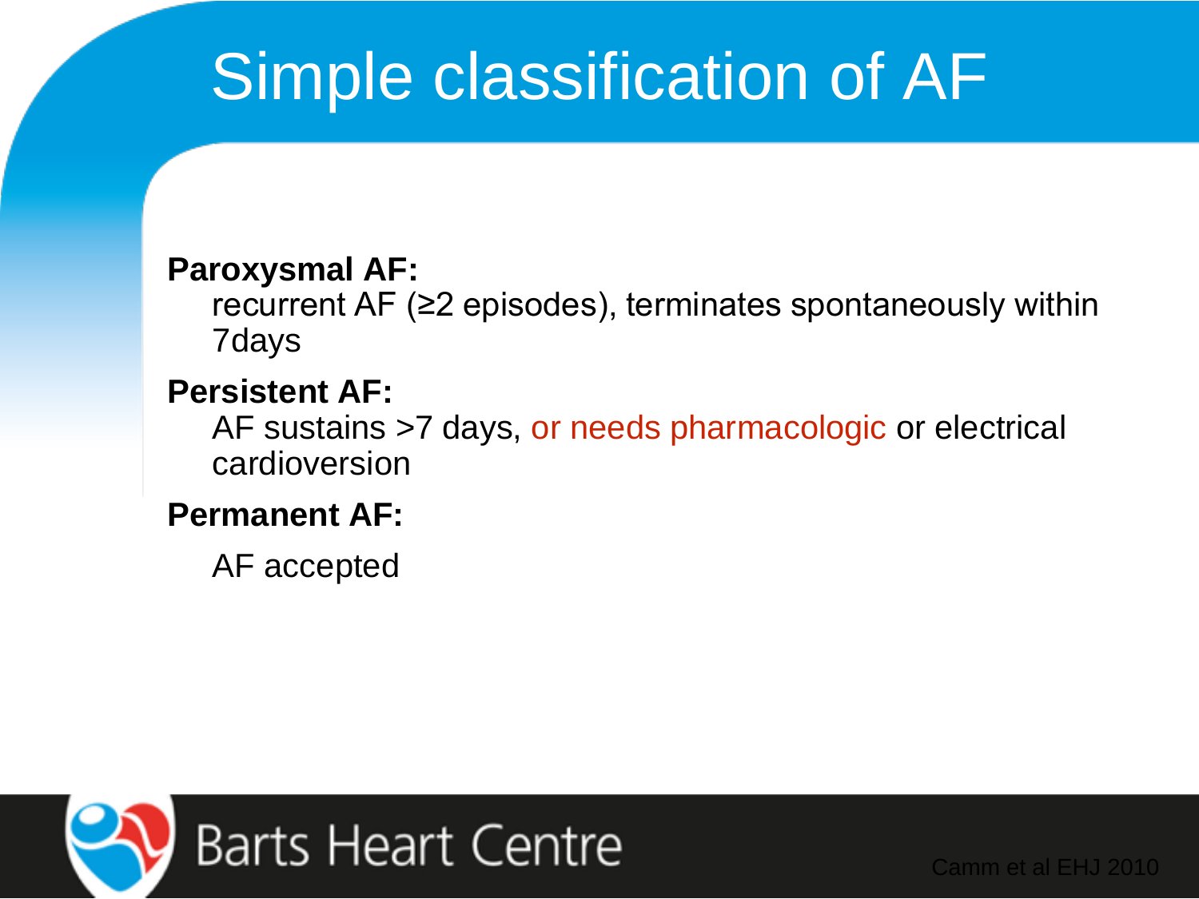# Simple classification of AF

**Paroxysmal AF:**

recurrent AF (≥2 episodes), terminates spontaneously within 7days

**Persistent AF:**

AF sustains >7 days, or needs pharmacologic or electrical cardioversion

**Permanent AF:**

AF accepted

Camm et al EHJ 2010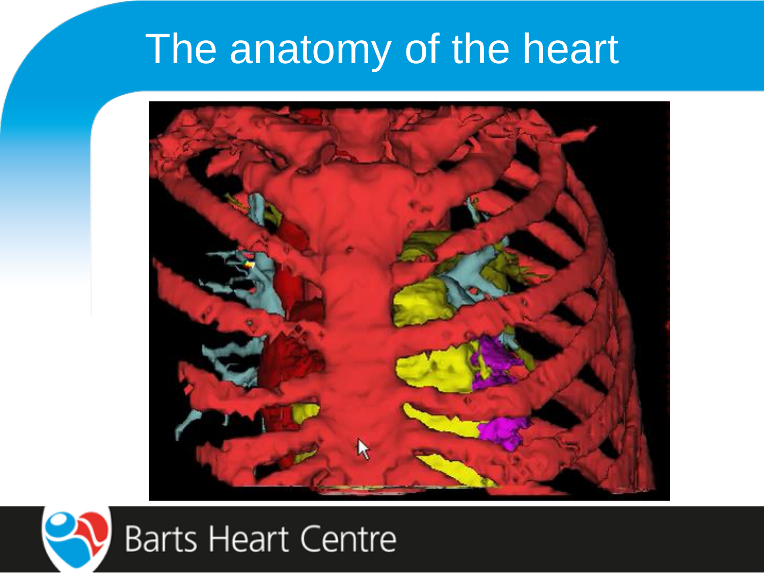# The anatomy of the heart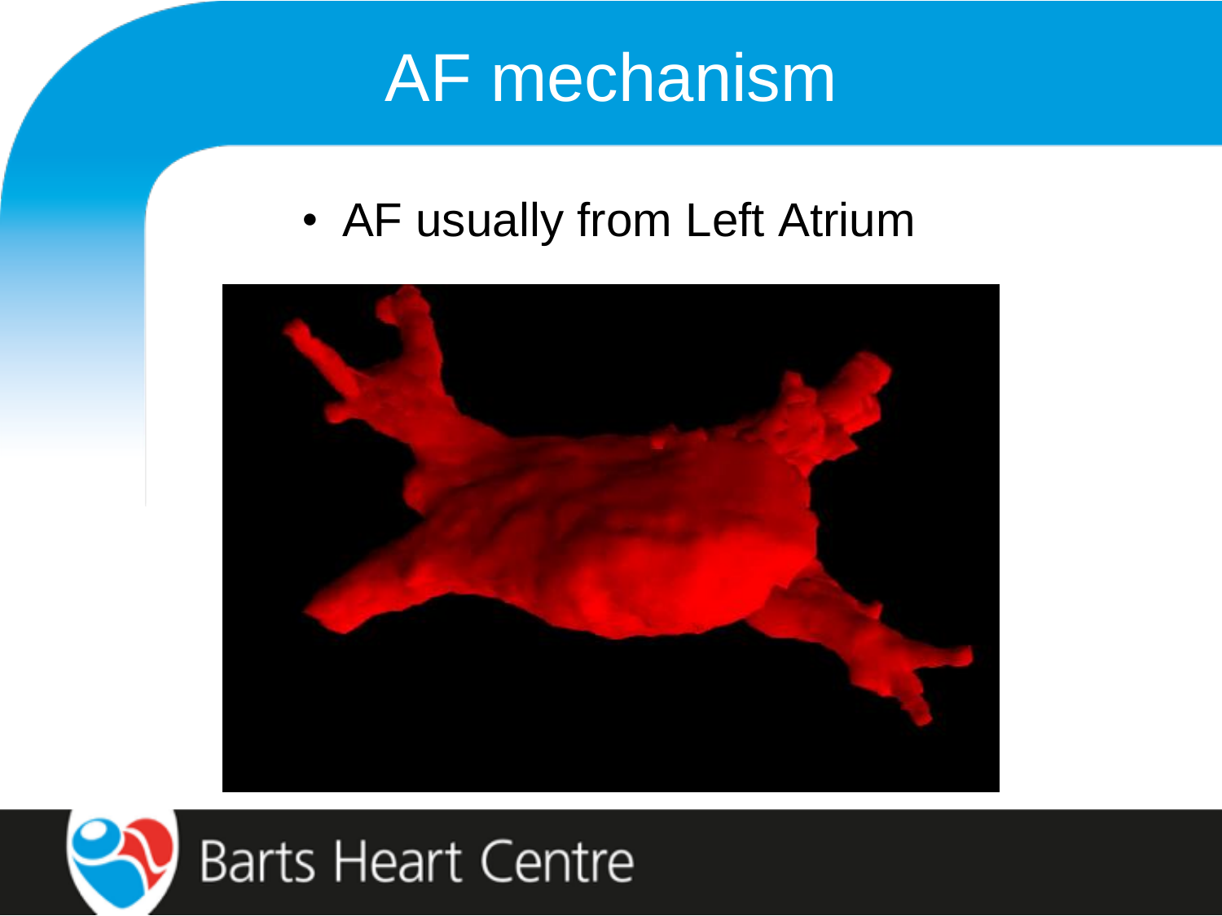# AF mechanism

- AF usually from Left Atrium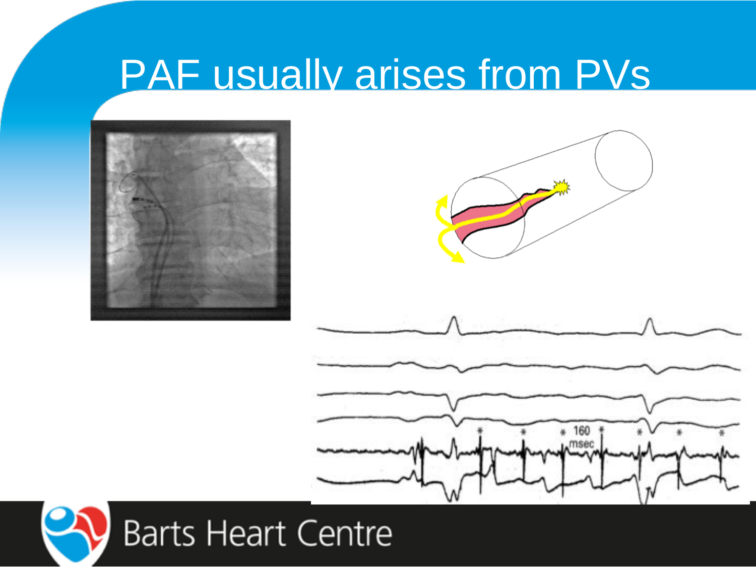# PAF usually arises from PVs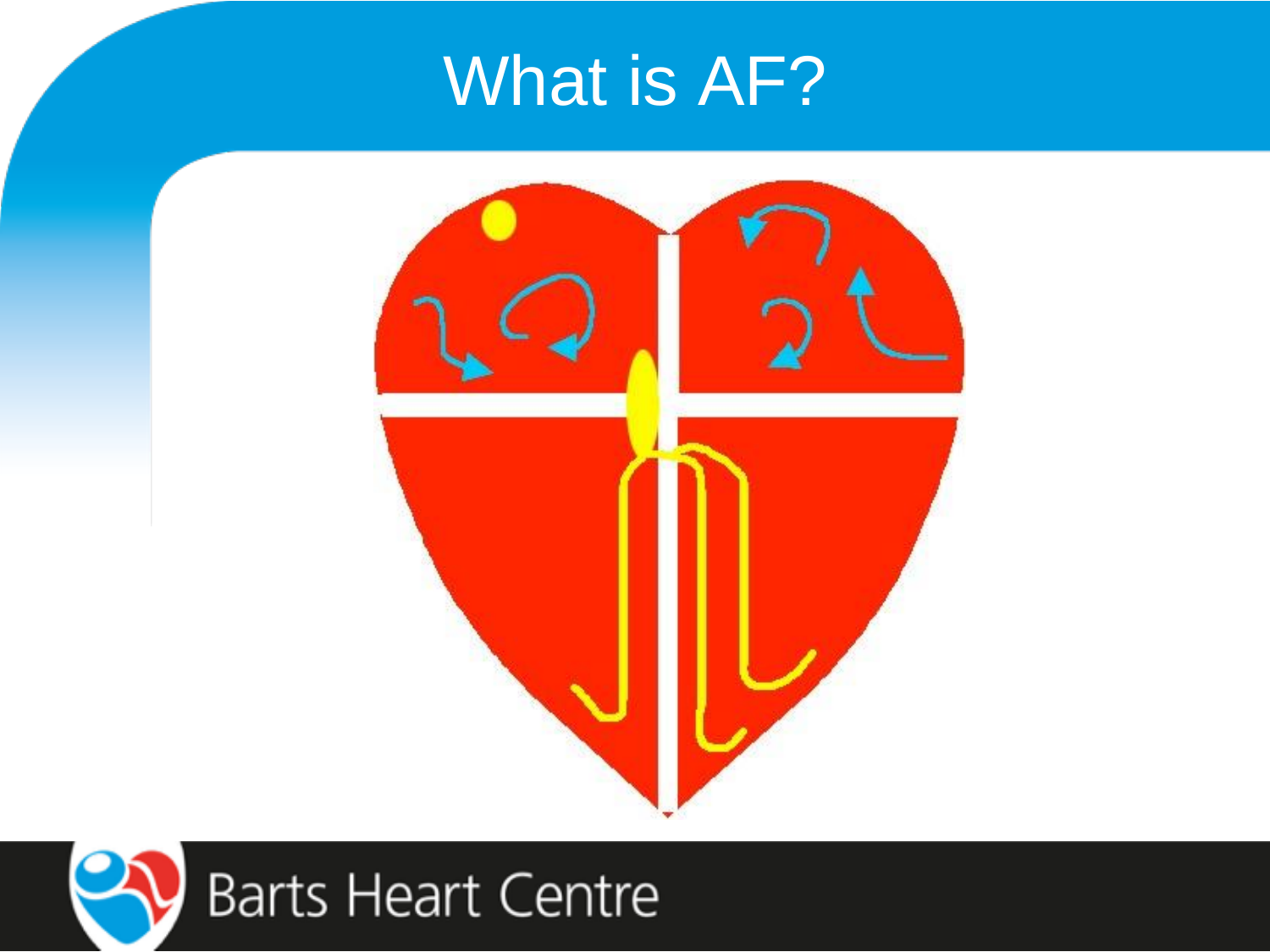# What is AF?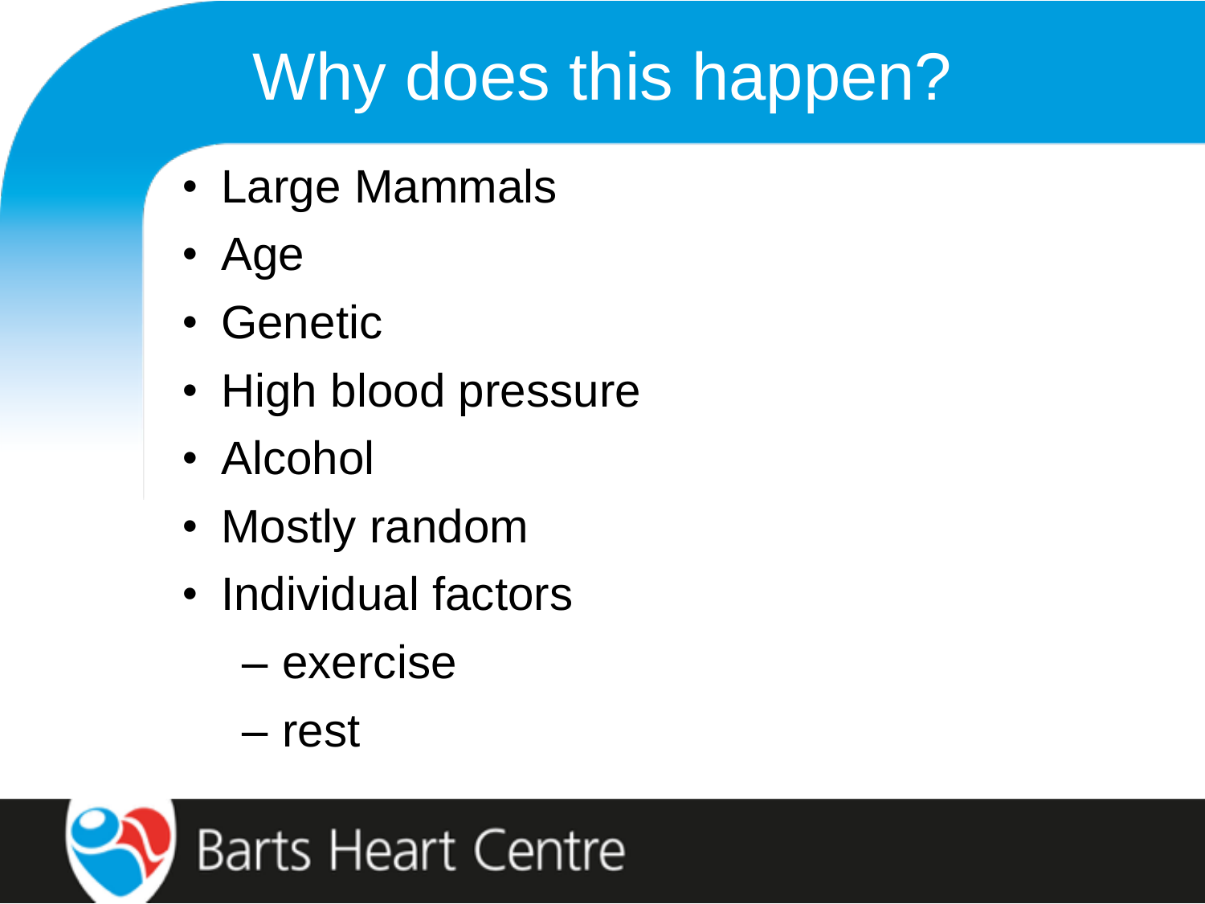# Why does this happen?

- Large Mammals
- Age
- Genetic
- High blood pressure
- Alcohol
- Mostly random
- Individual factors
  - exercise
  - rest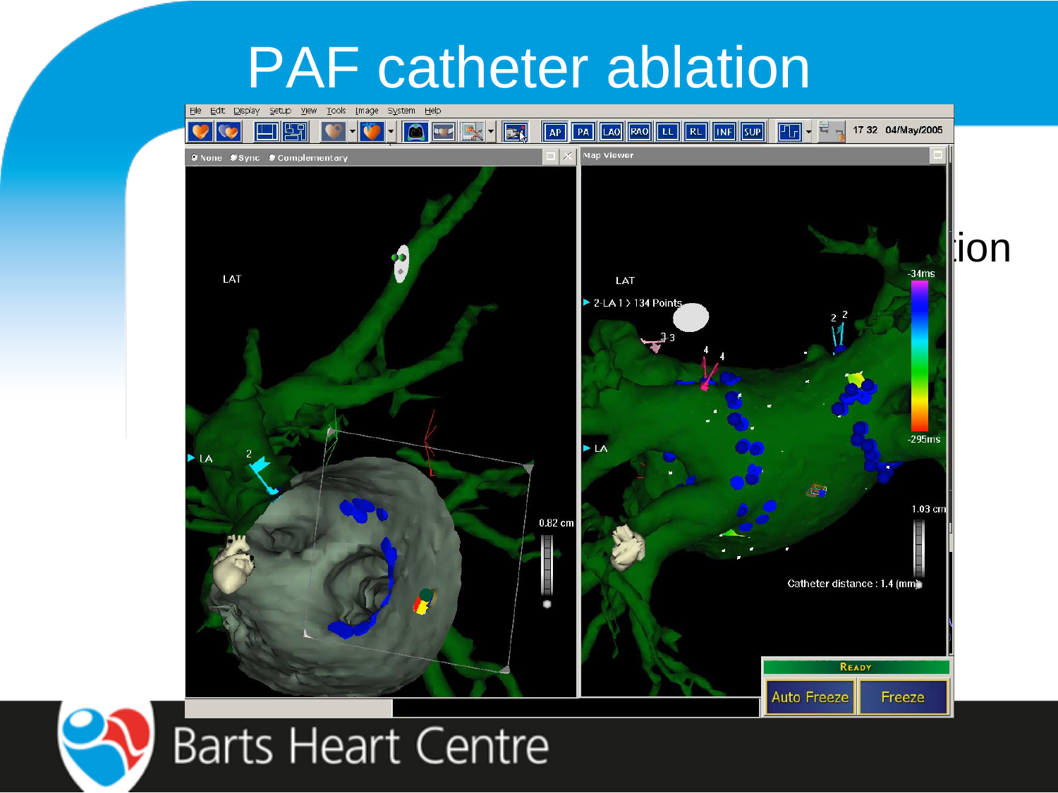# PAF catheter ablation

ion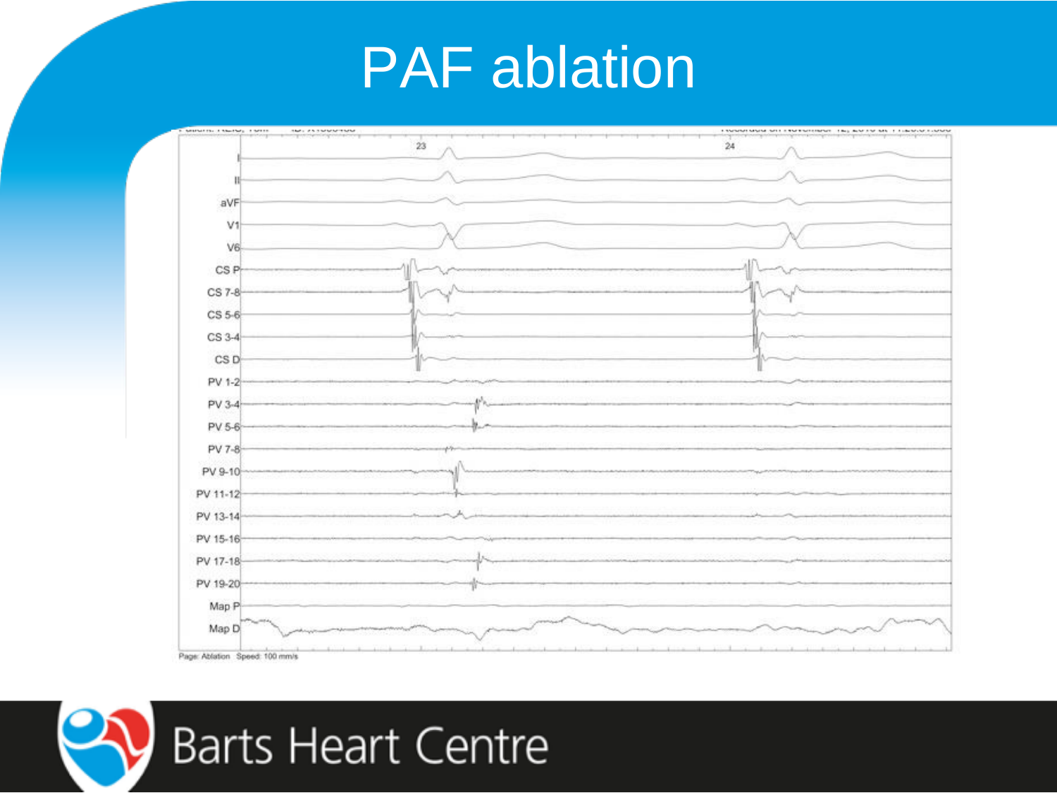# PAF ablation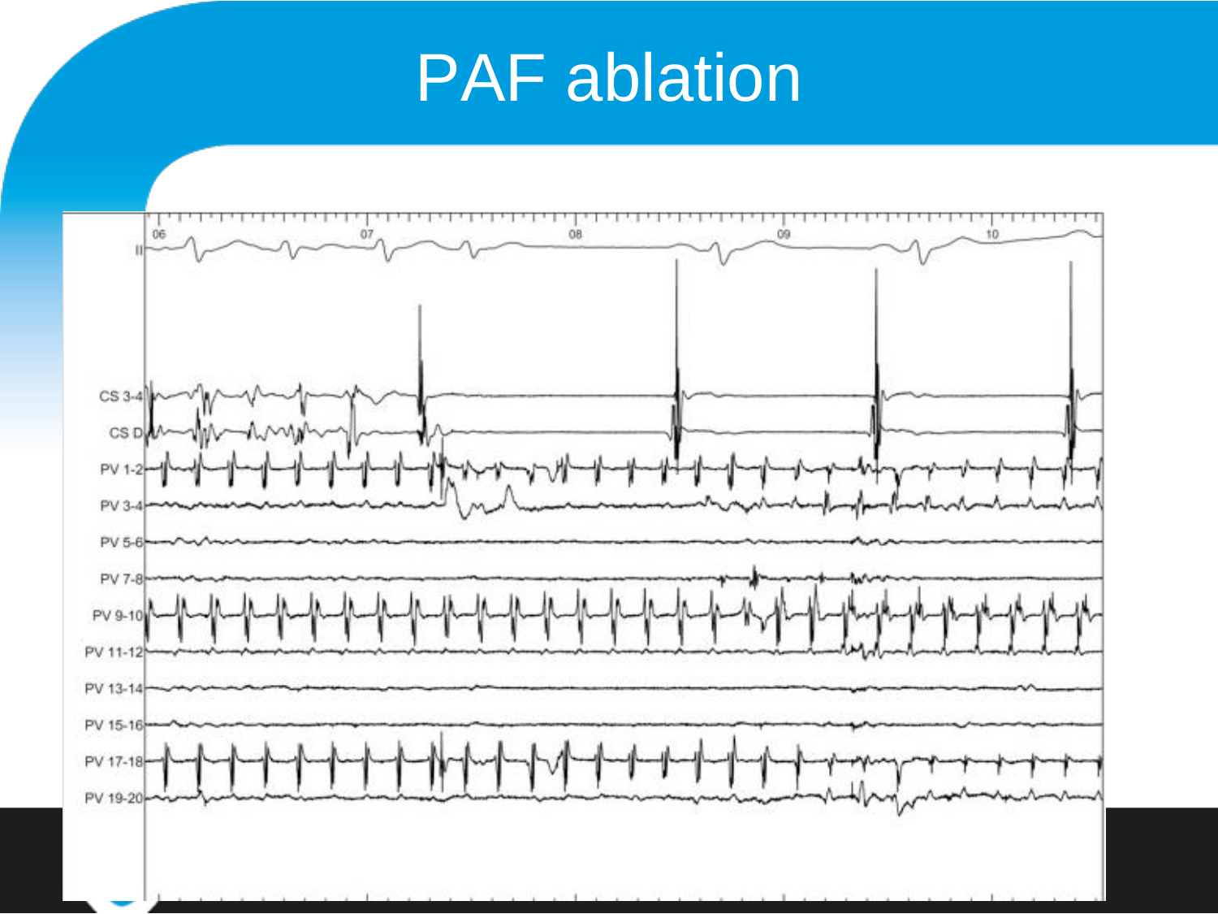# PAF ablation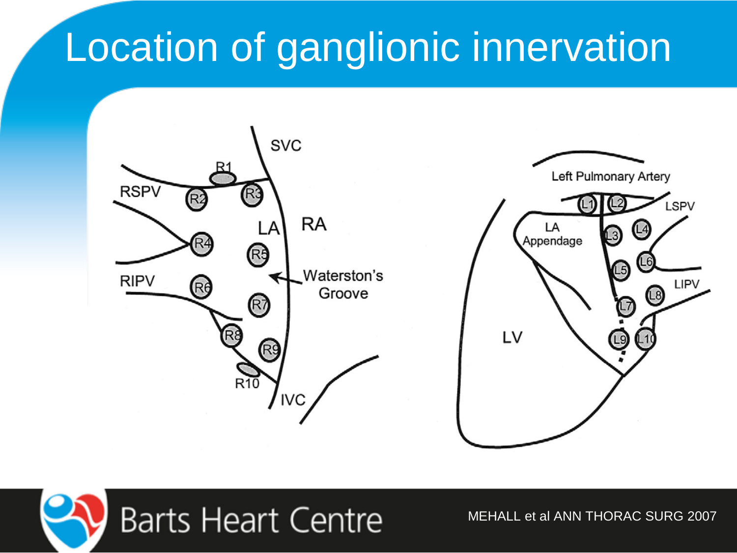# Location of ganglionic innervation

SVC

RSPV

R1

R2

R3

LA

RA

R4

R5

Waterston's Groove

RIPV

R6

R7

R8

R9

R10

IVC

Left Pulmonary Artery

L1

L2

LSPV

LA Appendage

L3

L4

L5

L6

LIPV

L7

L8

LV

L9

L10

MEHALL et al ANN THORAC SURG 2007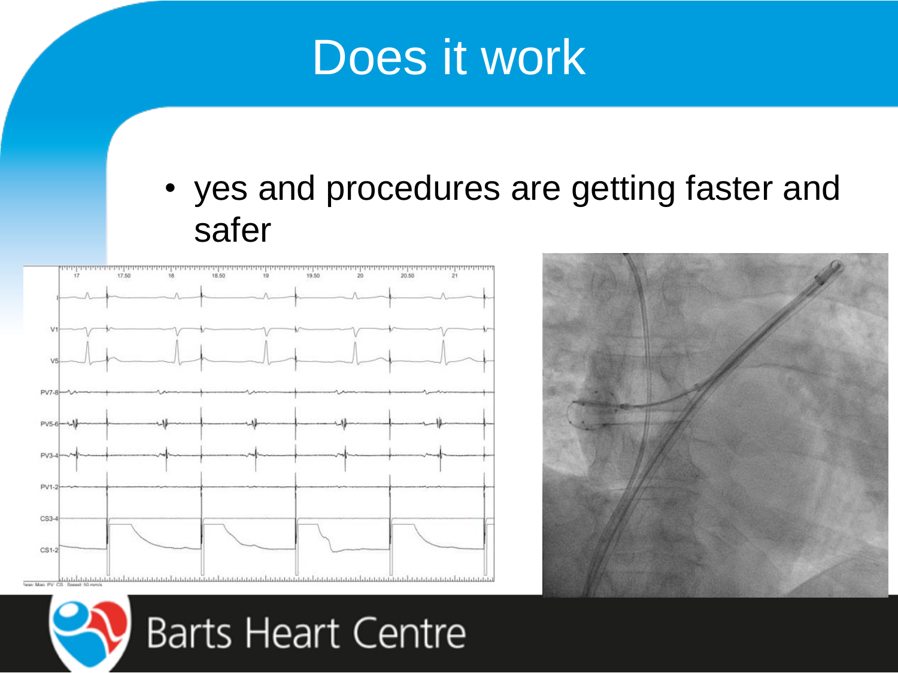# Does it work

- yes and procedures are getting faster and safer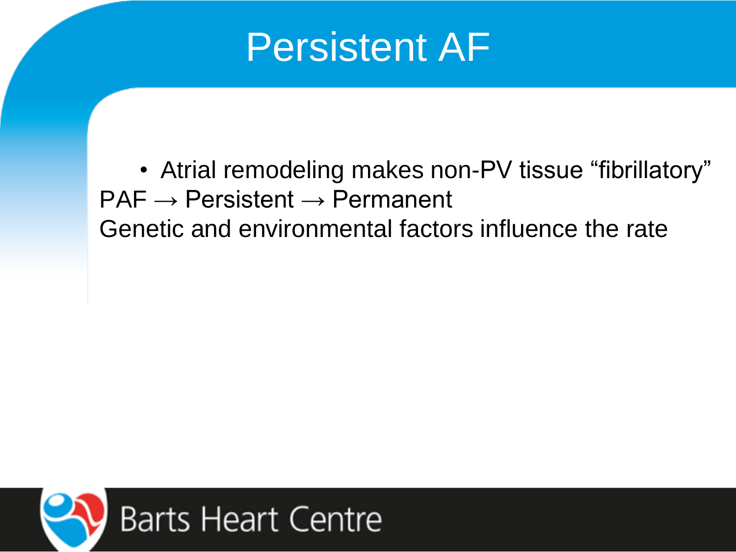# Persistent AF

- Atrial remodeling makes non-PV tissue “fibrillatory”

PAF → Persistent → Permanent

Genetic and environmental factors influence the rate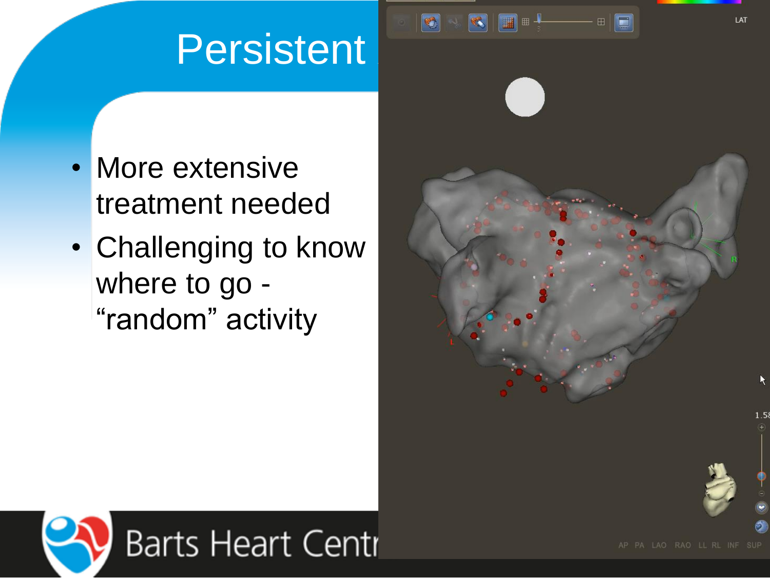# Persistent

- More extensive treatment needed
- Challenging to know where to go - “random” activity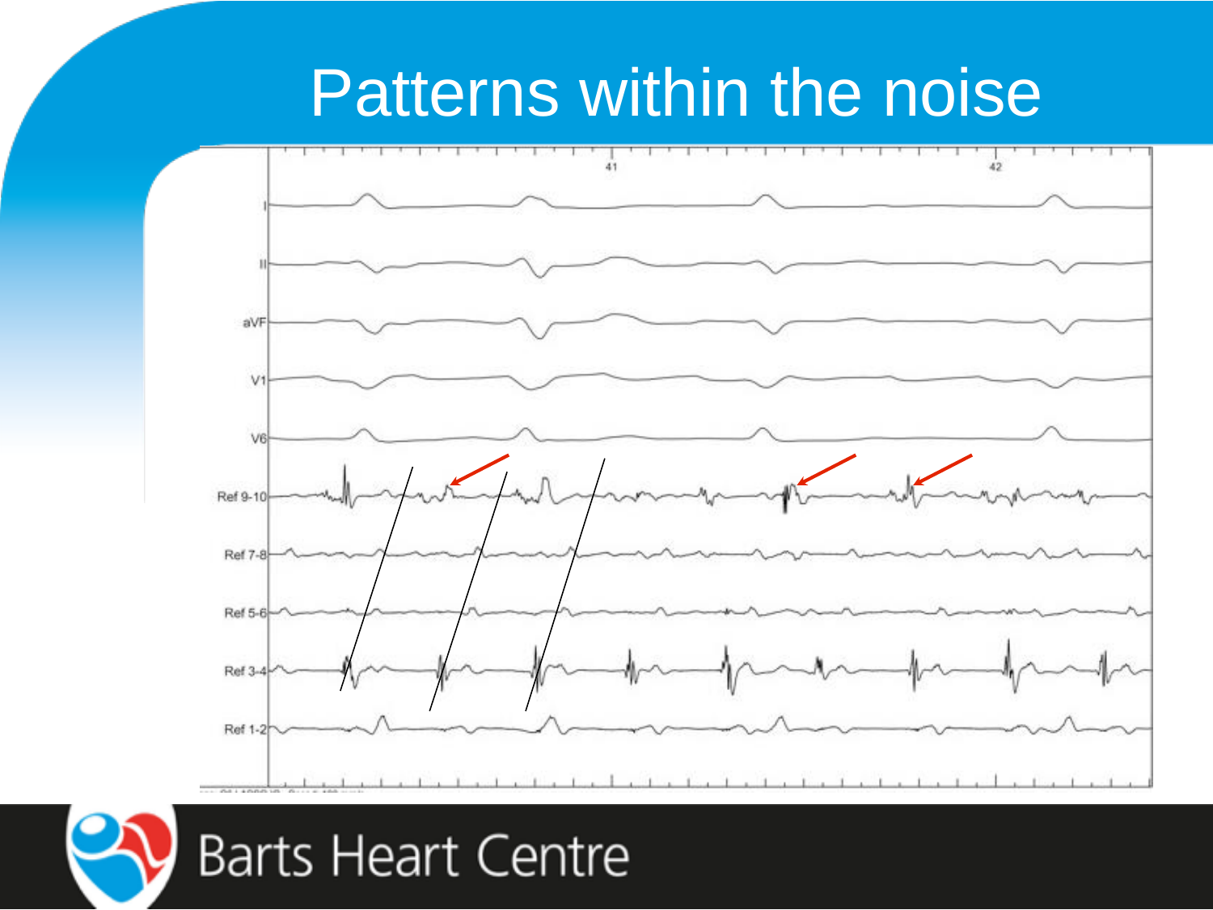# Patterns within the noise

I

II

aVF

V1

V6

Ref 9-10

Ref 7-8

Ref 5-6

Ref 3-4

Ref 1-2

41

42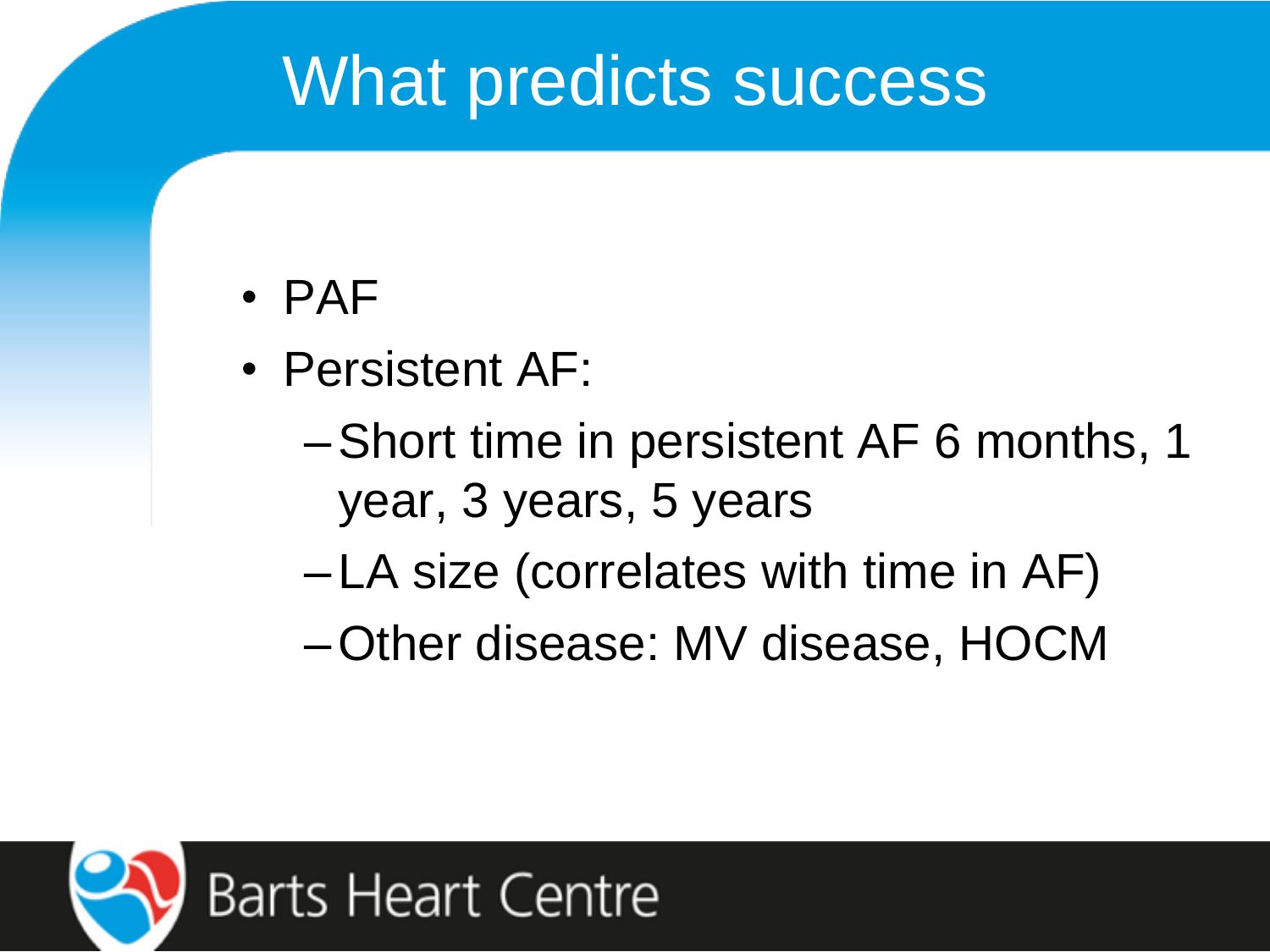# What predicts success

- PAF
- Persistent AF:
  - Short time in persistent AF 6 months, 1 year, 3 years, 5 years
  - LA size (correlates with time in AF)
  - Other disease: MV disease, HOCM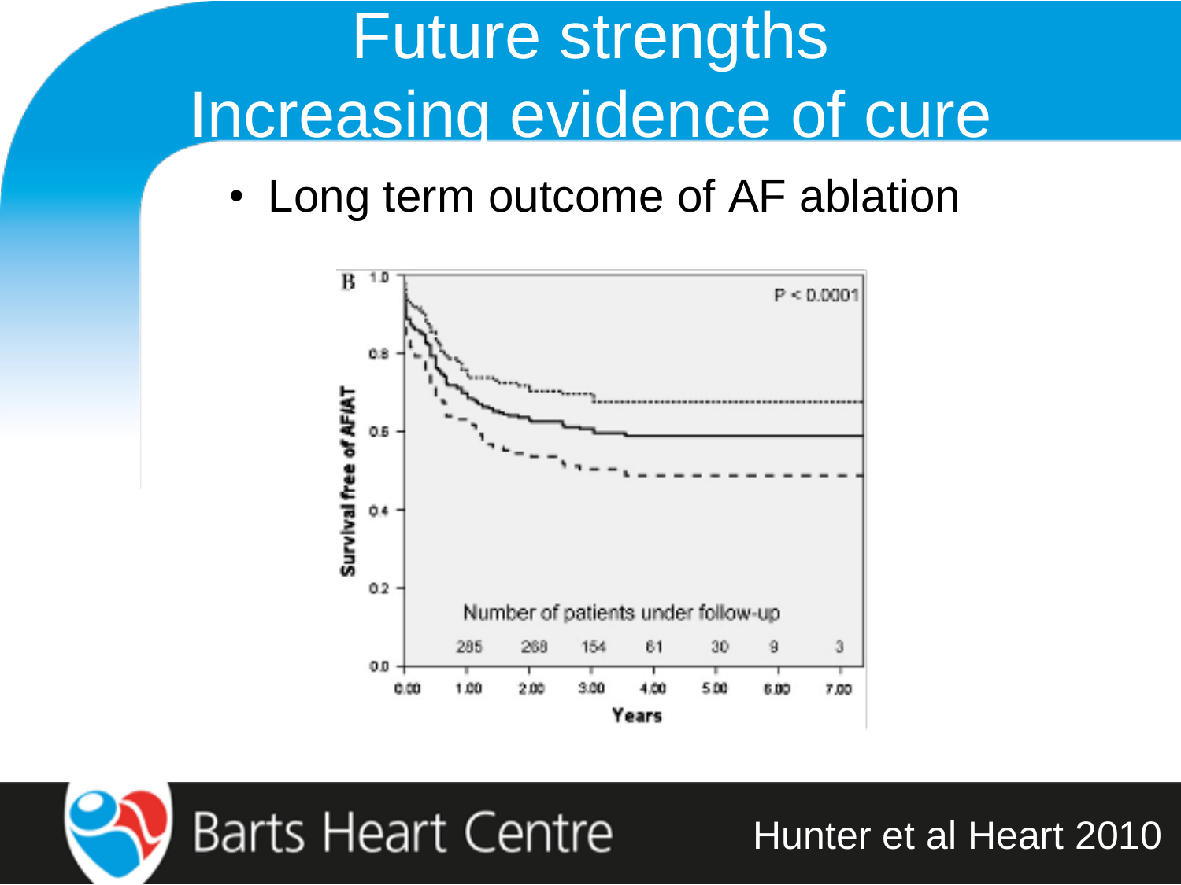# Future strengths
# Increasing evidence of cure

- Long term outcome of AF ablation

B

P < 0.0001

Survival free of AF/AT

Number of patients under follow-up

| 0.00 | 1.00 | 2.00 | 3.00 | 4.00 | 5.00 | 6.00 | 7.00 |
|---|---|---|---|---|---|---|---|
| | 285 | 268 | 154 | 61 | 30 | 9 | 3 |

Years

Hunter et al Heart 2010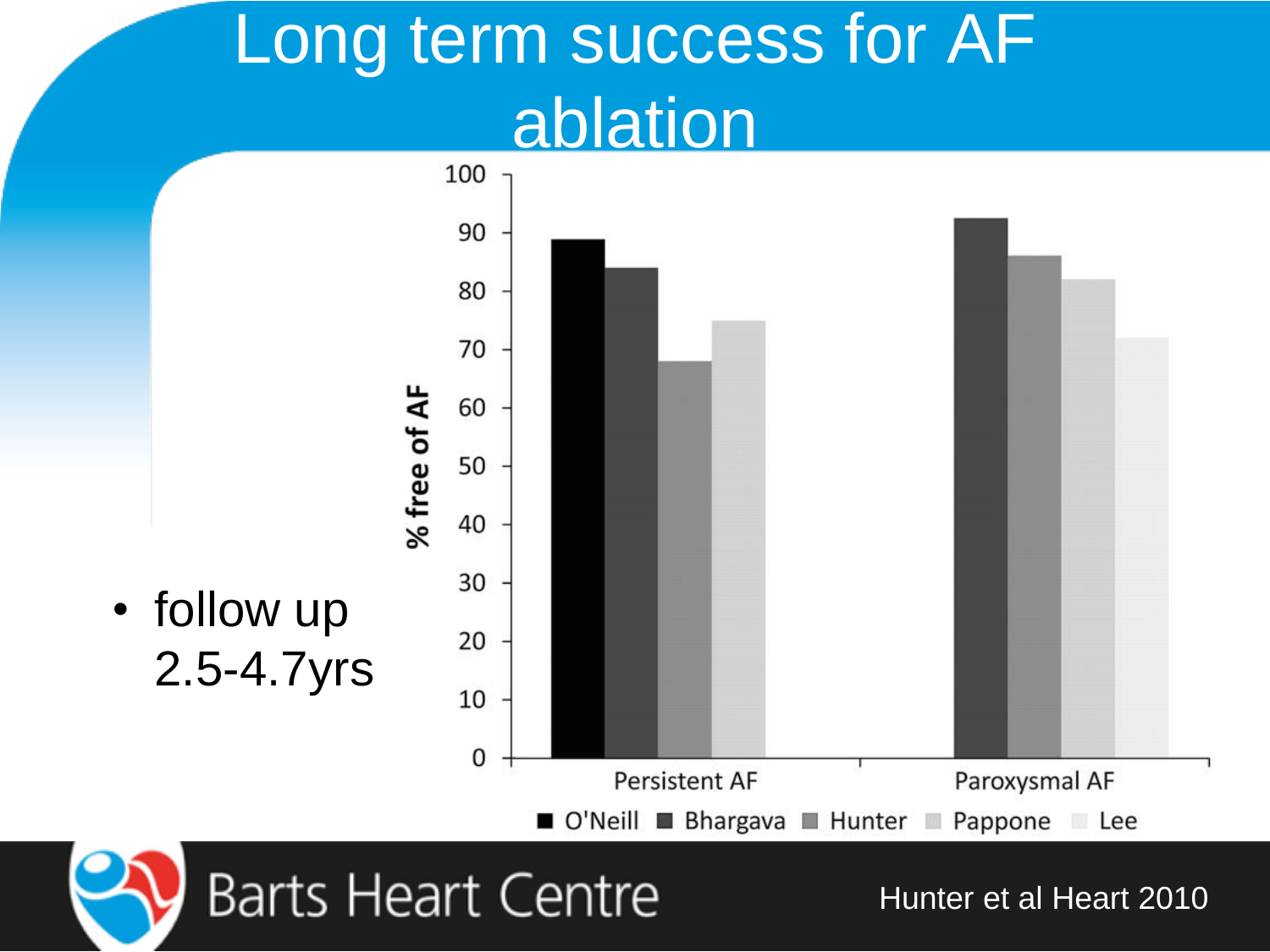# Long term success for AF ablation

- follow up 2.5-4.7yrs

| % free of AF | O'Neill | Bhargava | Hunter | Pappone | Lee |
|---|---|---|---|---|---|
| Persistent AF | 89 | 84 | 68 | 75 | |
| Paroxysmal AF | | 92.5 | 86 | 82 | 72 |

Hunter et al Heart 2010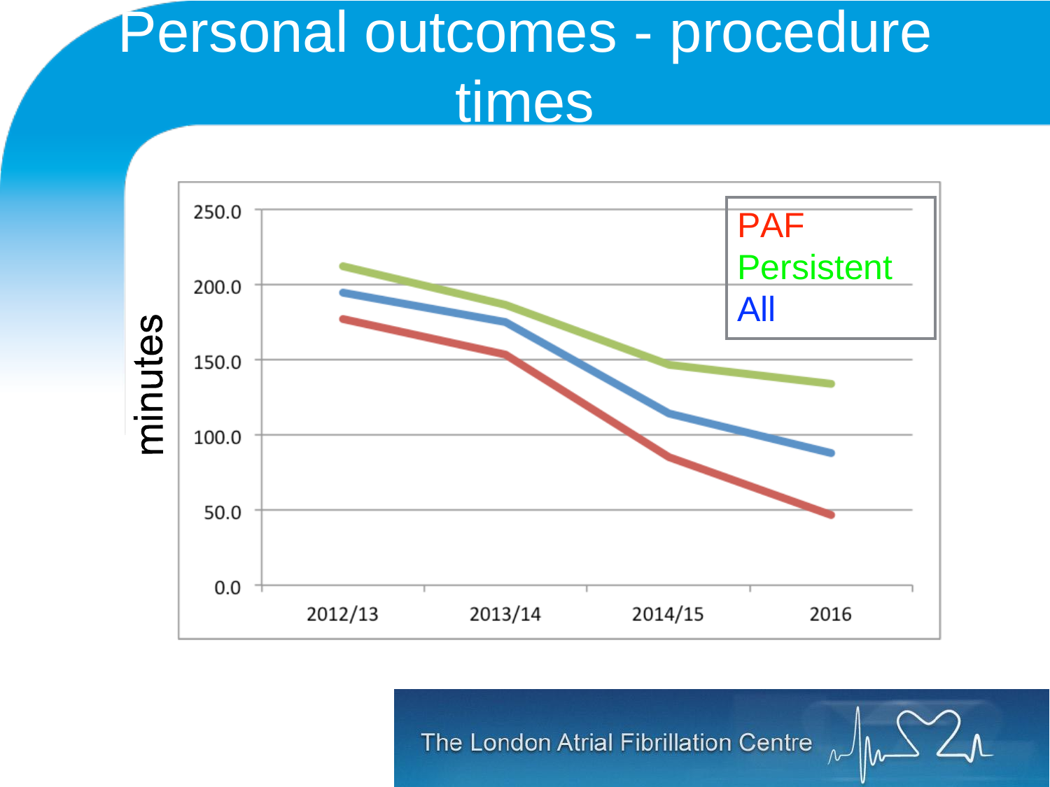# Personal outcomes - procedure times

minutes

| | 2012/13 | 2013/14 | 2014/15 | 2016 |
|---|---|---|---|---|
| PAF | | | | |
| Persistent | | | | |
| All | | | | |

250.0, 200.0, 150.0, 100.0, 50.0, 0.0

The London Atrial Fibrillation Centre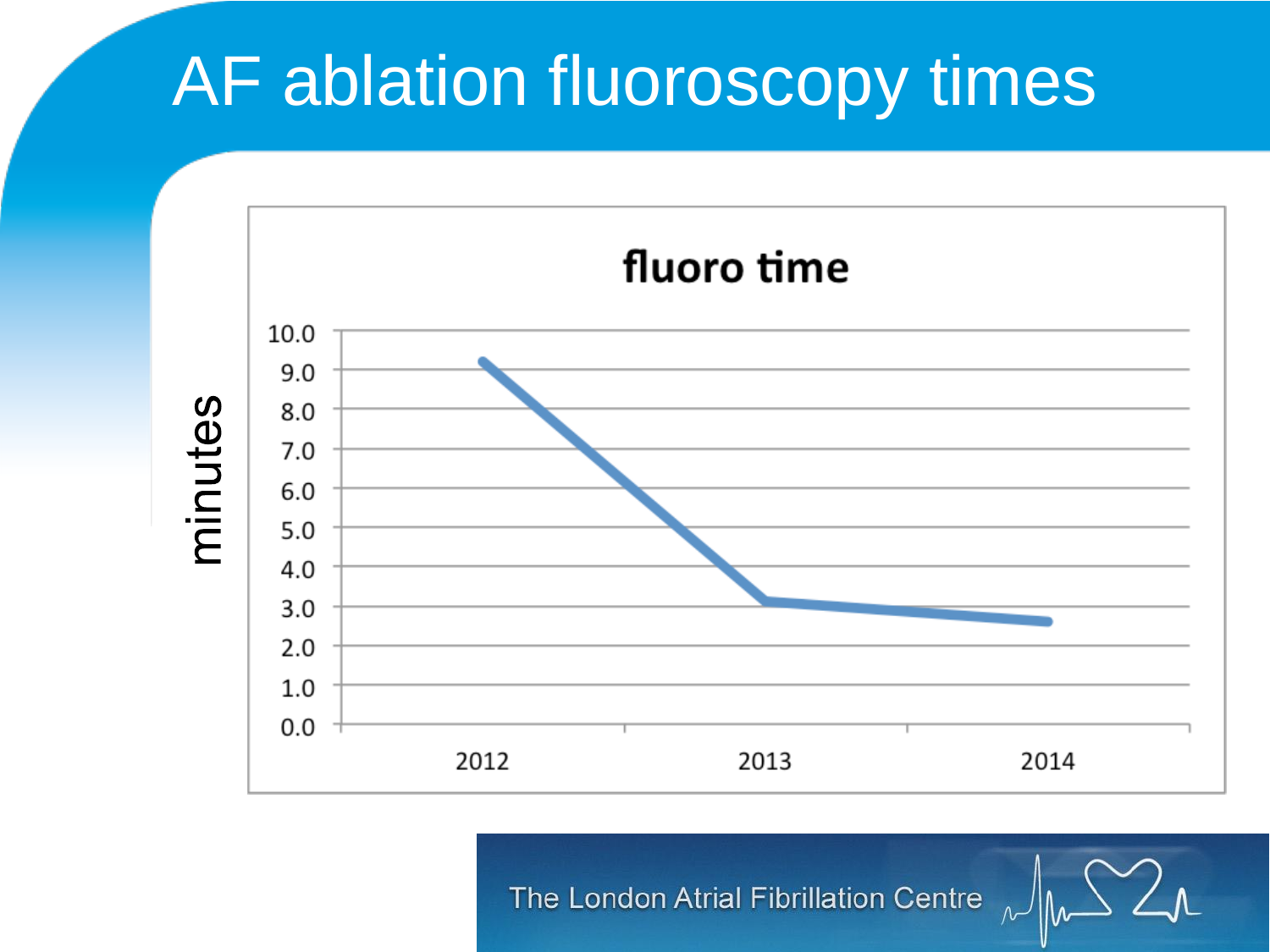# AF ablation fluoroscopy times

**fluoro time**

minutes

10.0
9.0
8.0
7.0
6.0
5.0
4.0
3.0
2.0
1.0
0.0

2012 2013 2014

The London Atrial Fibrillation Centre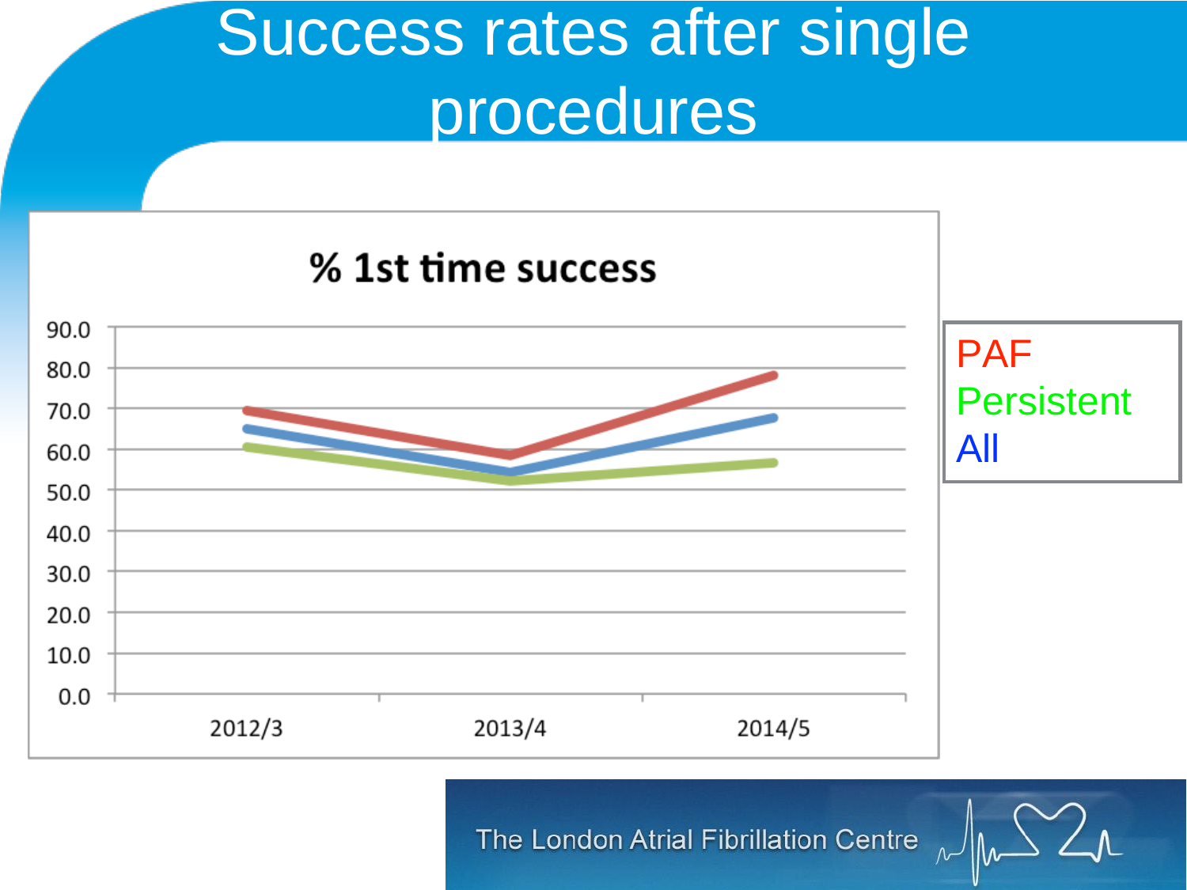# Success rates after single procedures

% 1st time success

PAF
Persistent
All

The London Atrial Fibrillation Centre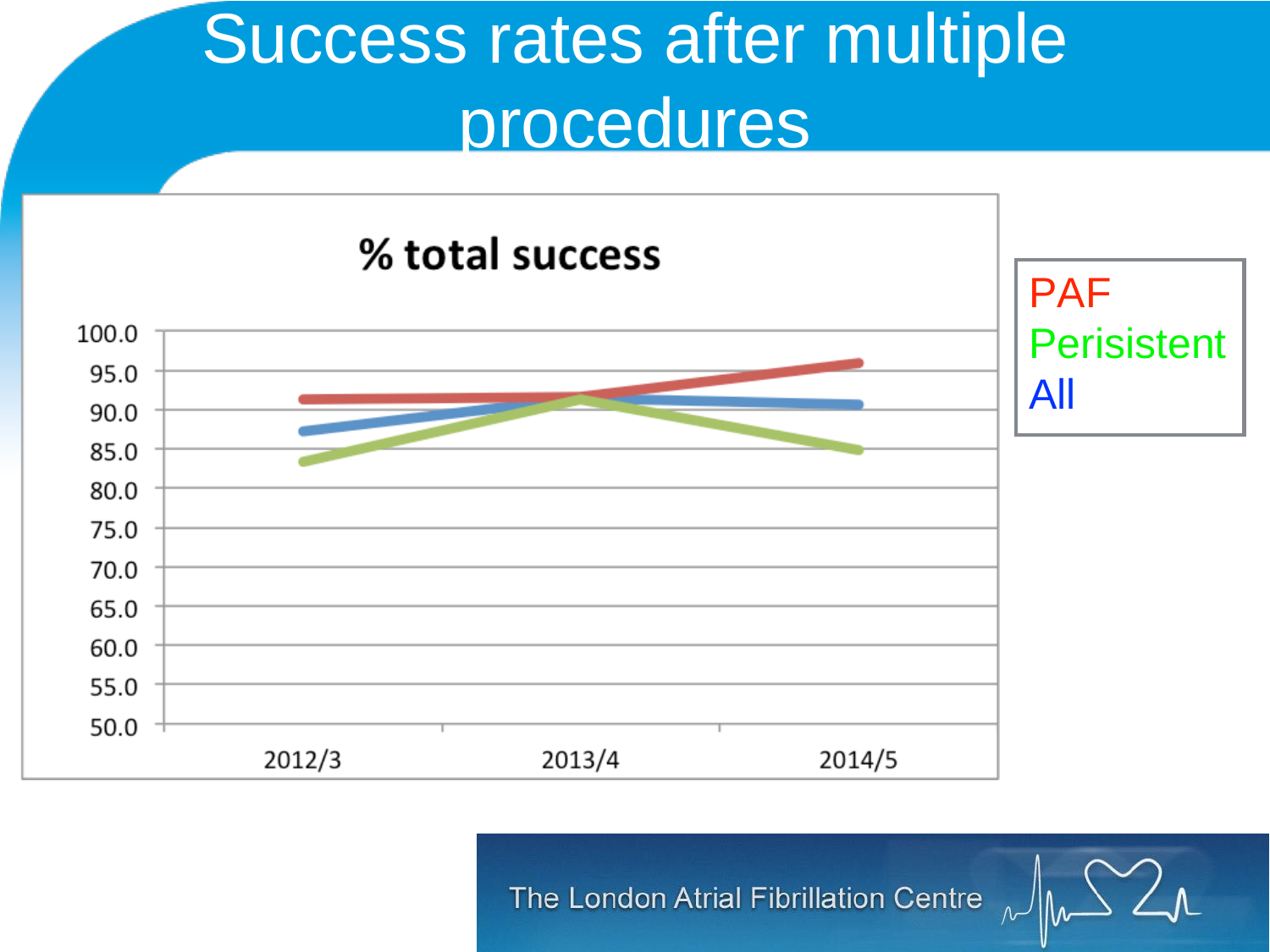# Success rates after multiple procedures

**% total success**

PAF
Perisistent
All

The London Atrial Fibrillation Centre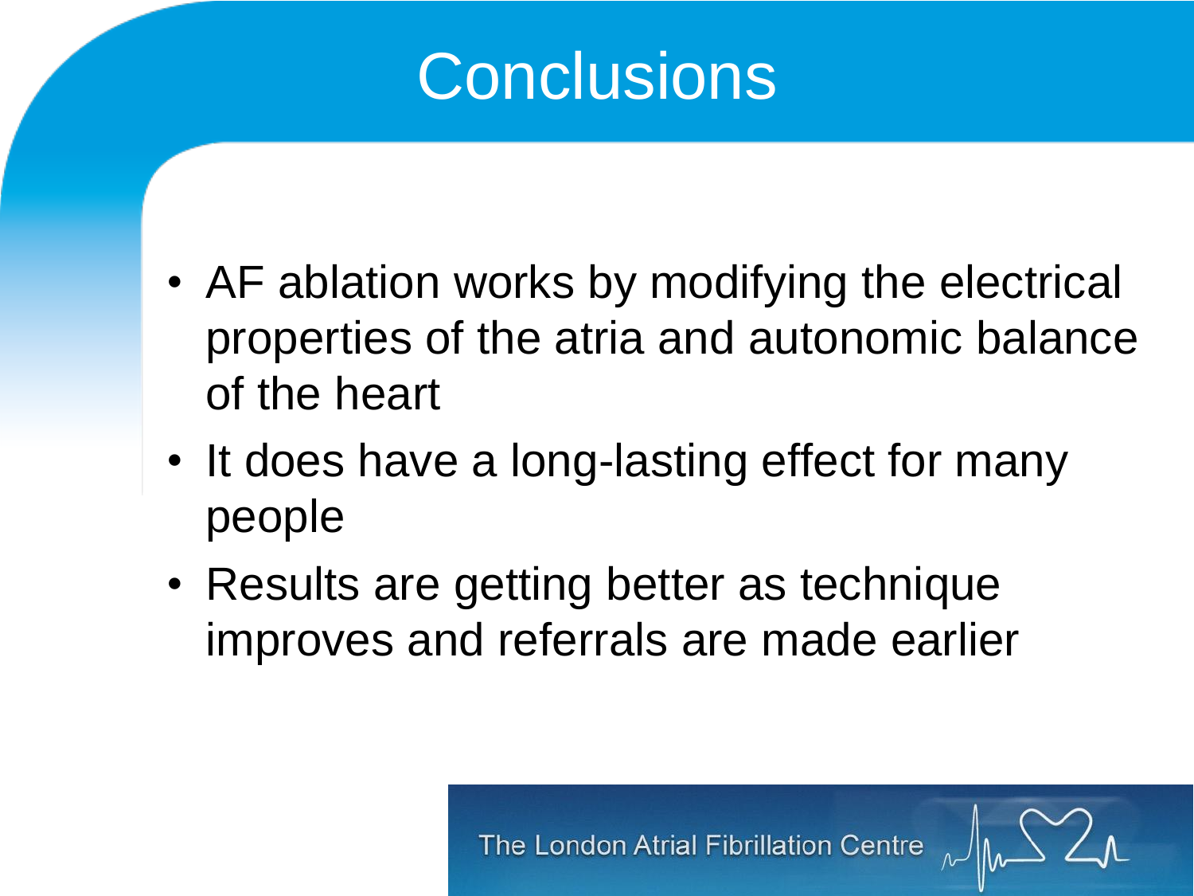# Conclusions

- AF ablation works by modifying the electrical properties of the atria and autonomic balance of the heart
- It does have a long-lasting effect for many people
- Results are getting better as technique improves and referrals are made earlier

The London Atrial Fibrillation Centre